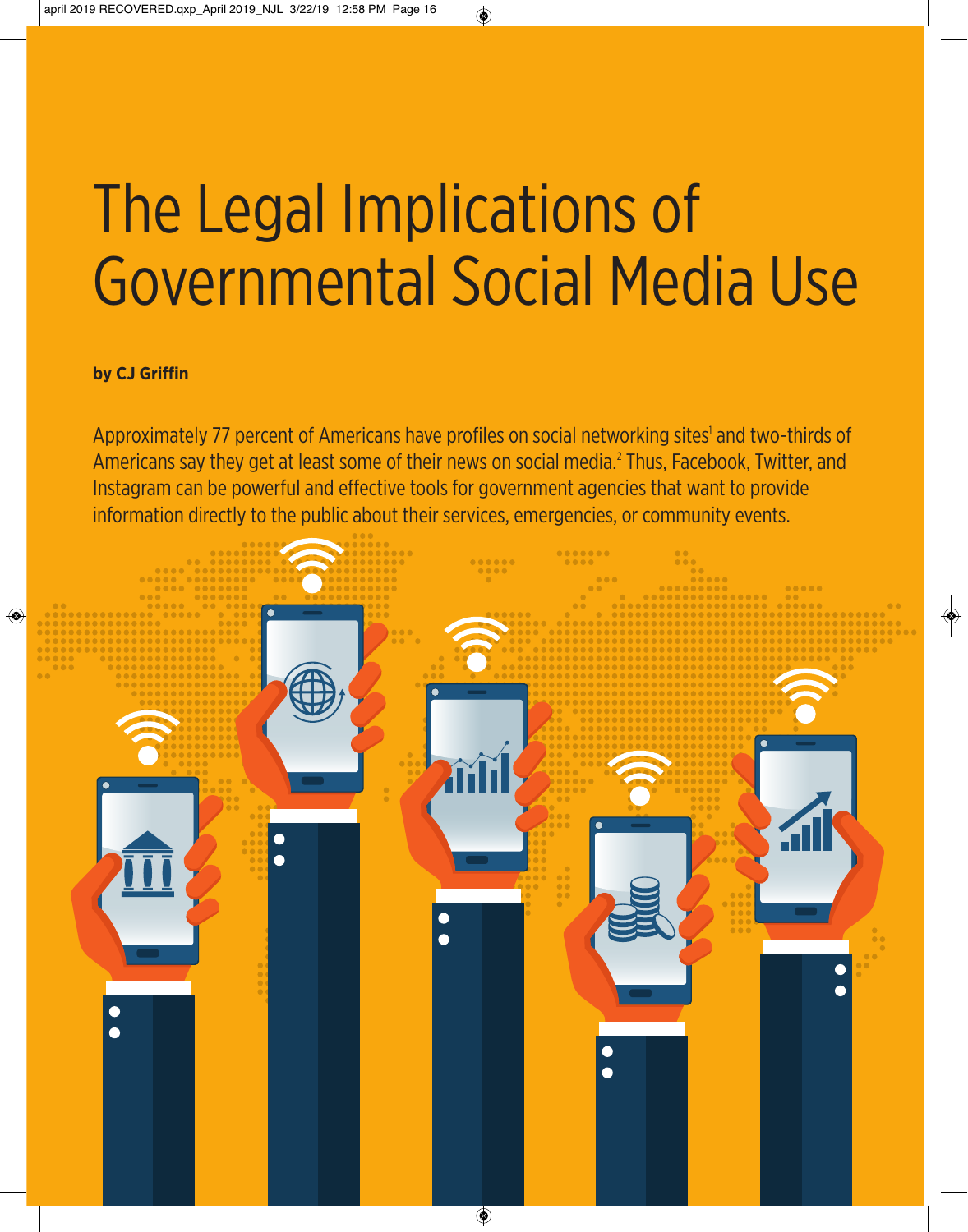# The Legal Implications of Governmental Social Media Use

**by CJ Griffin**

Approximately 77 percent of Americans have profiles on social networking sites[1] and two-thirds of Americans say they get at least some of their news on social media.[2] Thus, Facebook, Twitter, and Instagram can be powerful and effective tools for government agencies that want to provide information directly to the public about their services, emergencies, or community events.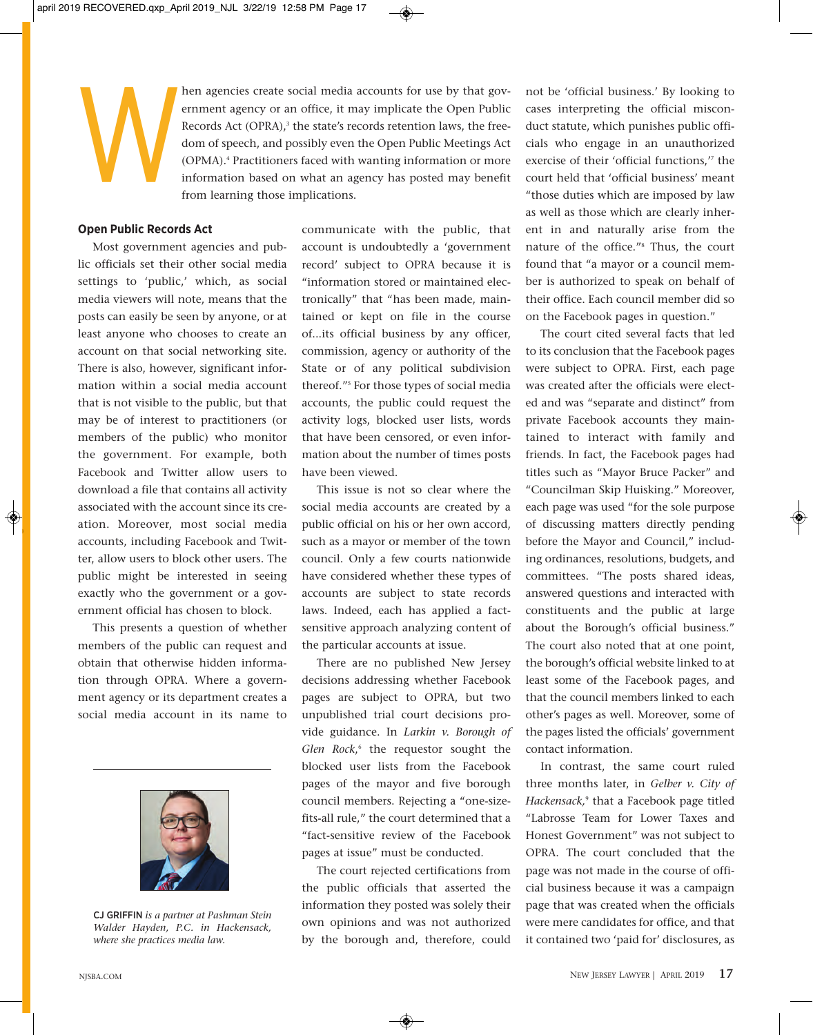When agencies create social media accounts for use by that government agency or an office, it may implicate the Open Public Records Act (OPRA),[3] the state's records retention laws, the freedom of speech, and possibly even the Open Public Meetings Act (OPMA).[4] Practitioners faced with wanting information or more information based on what an agency has posted may benefit from learning those implications.

## Open Public Records Act

Most government agencies and public officials set their other social media settings to 'public,' which, as social media viewers will note, means that the posts can easily be seen by anyone, or at least anyone who chooses to create an account on that social networking site. There is also, however, significant information within a social media account that is not visible to the public, but that may be of interest to practitioners (or members of the public) who monitor the government. For example, both Facebook and Twitter allow users to download a file that contains all activity associated with the account since its creation. Moreover, most social media accounts, including Facebook and Twitter, allow users to block other users. The public might be interested in seeing exactly who the government or a government official has chosen to block.

This presents a question of whether members of the public can request and obtain that otherwise hidden information through OPRA. Where a government agency or its department creates a social media account in its name to communicate with the public, that account is undoubtedly a 'government record' subject to OPRA because it is "information stored or maintained electronically" that "has been made, maintained or kept on file in the course of...its official business by any officer, commission, agency or authority of the State or of any political subdivision thereof."[5] For those types of social media accounts, the public could request the activity logs, blocked user lists, words that have been censored, or even information about the number of times posts have been viewed.

This issue is not so clear where the social media accounts are created by a public official on his or her own accord, such as a mayor or member of the town council. Only a few courts nationwide have considered whether these types of accounts are subject to state records laws. Indeed, each has applied a fact-sensitive approach analyzing content of the particular accounts at issue.

There are no published New Jersey decisions addressing whether Facebook pages are subject to OPRA, but two unpublished trial court decisions provide guidance. In *Larkin v. Borough of Glen Rock*,[6] the requestor sought the blocked user lists from the Facebook pages of the mayor and five borough council members. Rejecting a "one-size-fits-all rule," the court determined that a "fact-sensitive review of the Facebook pages at issue" must be conducted.

The court rejected certifications from the public officials that asserted the information they posted was solely their own opinions and was not authorized by the borough and, therefore, could not be 'official business.' By looking to cases interpreting the official misconduct statute, which punishes public officials who engage in an unauthorized exercise of their 'official functions,'[7] the court held that 'official business' meant "those duties which are imposed by law as well as those which are clearly inherent in and naturally arise from the nature of the office."[8] Thus, the court found that "a mayor or a council member is authorized to speak on behalf of their office. Each council member did so on the Facebook pages in question."

The court cited several facts that led to its conclusion that the Facebook pages were subject to OPRA. First, each page was created after the officials were elected and was "separate and distinct" from private Facebook accounts they maintained to interact with family and friends. In fact, the Facebook pages had titles such as "Mayor Bruce Packer" and "Councilman Skip Huisking." Moreover, each page was used "for the sole purpose of discussing matters directly pending before the Mayor and Council," including ordinances, resolutions, budgets, and committees. "The posts shared ideas, answered questions and interacted with constituents and the public at large about the Borough's official business." The court also noted that at one point, the borough's official website linked to at least some of the Facebook pages, and that the council members linked to each other's pages as well. Moreover, some of the pages listed the officials' government contact information.

In contrast, the same court ruled three months later, in *Gelber v. City of Hackensack*,[9] that a Facebook page titled "Labrosse Team for Lower Taxes and Honest Government" was not subject to OPRA. The court concluded that the page was not made in the course of official business because it was a campaign page that was created when the officials were mere candidates for office, and that it contained two 'paid for' disclosures, as

**CJ GRIFFIN** *is a partner at Pashman Stein Walder Hayden, P.C. in Hackensack, where she practices media law.*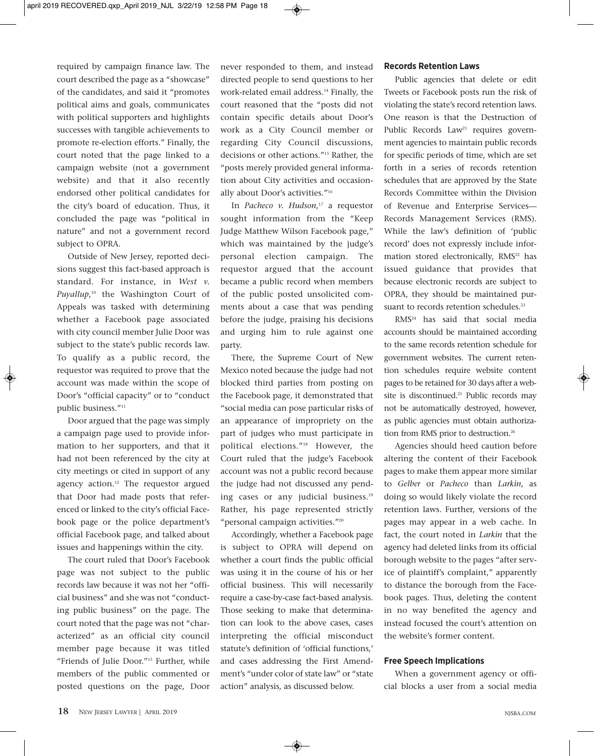required by campaign finance law. The court described the page as a "showcase" of the candidates, and said it "promotes political aims and goals, communicates with political supporters and highlights successes with tangible achievements to promote re-election efforts." Finally, the court noted that the page linked to a campaign website (not a government website) and that it also recently endorsed other political candidates for the city's board of education. Thus, it concluded the page was "political in nature" and not a government record subject to OPRA.

Outside of New Jersey, reported decisions suggest this fact-based approach is standard. For instance, in *West v. Puyallup*,[10] the Washington Court of Appeals was tasked with determining whether a Facebook page associated with city council member Julie Door was subject to the state's public records law. To qualify as a public record, the requestor was required to prove that the account was made within the scope of Door's "official capacity" or to "conduct public business."[11]

Door argued that the page was simply a campaign page used to provide information to her supporters, and that it had not been referenced by the city at city meetings or cited in support of any agency action.[12] The requestor argued that Door had made posts that referenced or linked to the city's official Facebook page or the police department's official Facebook page, and talked about issues and happenings within the city.

The court ruled that Door's Facebook page was not subject to the public records law because it was not her "official business" and she was not "conducting public business" on the page. The court noted that the page was not "characterized" as an official city council member page because it was titled "Friends of Julie Door."[13] Further, while members of the public commented or posted questions on the page, Door never responded to them, and instead directed people to send questions to her work-related email address.[14] Finally, the court reasoned that the "posts did not contain specific details about Door's work as a City Council member or regarding City Council discussions, decisions or other actions."[15] Rather, the "posts merely provided general information about City activities and occasionally about Door's activities."[16]

In *Pacheco v. Hudson*,[17] a requestor sought information from the "Keep Judge Matthew Wilson Facebook page," which was maintained by the judge's personal election campaign. The requestor argued that the account became a public record when members of the public posted unsolicited comments about a case that was pending before the judge, praising his decisions and urging him to rule against one party.

There, the Supreme Court of New Mexico noted because the judge had not blocked third parties from posting on the Facebook page, it demonstrated that "social media can pose particular risks of an appearance of impropriety on the part of judges who must participate in political elections."[18] However, the Court ruled that the judge's Facebook account was not a public record because the judge had not discussed any pending cases or any judicial business.[19] Rather, his page represented strictly "personal campaign activities."[20]

Accordingly, whether a Facebook page is subject to OPRA will depend on whether a court finds the public official was using it in the course of his or her official business. This will necessarily require a case-by-case fact-based analysis. Those seeking to make that determination can look to the above cases, cases interpreting the official misconduct statute's definition of 'official functions,' and cases addressing the First Amendment's "under color of state law" or "state action" analysis, as discussed below.

### Records Retention Laws

Public agencies that delete or edit Tweets or Facebook posts run the risk of violating the state's record retention laws. One reason is that the Destruction of Public Records Law[21] requires government agencies to maintain public records for specific periods of time, which are set forth in a series of records retention schedules that are approved by the State Records Committee within the Division of Revenue and Enterprise Services—Records Management Services (RMS). While the law's definition of 'public record' does not expressly include information stored electronically, RMS[22] has issued guidance that provides that because electronic records are subject to OPRA, they should be maintained pursuant to records retention schedules.[23]

RMS[24] has said that social media accounts should be maintained according to the same records retention schedule for government websites. The current retention schedules require website content pages to be retained for 30 days after a website is discontinued.[25] Public records may not be automatically destroyed, however, as public agencies must obtain authorization from RMS prior to destruction.[26]

Agencies should heed caution before altering the content of their Facebook pages to make them appear more similar to *Gelber* or *Pacheco* than *Larkin*, as doing so would likely violate the record retention laws. Further, versions of the pages may appear in a web cache. In fact, the court noted in *Larkin* that the agency had deleted links from its official borough website to the pages "after service of plaintiff's complaint," apparently to distance the borough from the Facebook pages. Thus, deleting the content in no way benefited the agency and instead focused the court's attention on the website's former content.

### Free Speech Implications

When a government agency or official blocks a user from a social media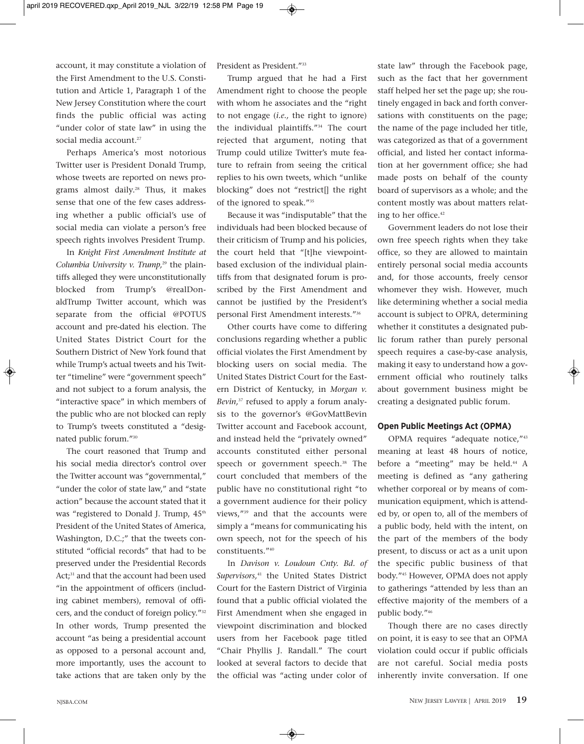account, it may constitute a violation of the First Amendment to the U.S. Constitution and Article 1, Paragraph 1 of the New Jersey Constitution where the court finds the public official was acting "under color of state law" in using the social media account.[27]

Perhaps America's most notorious Twitter user is President Donald Trump, whose tweets are reported on news programs almost daily.[28] Thus, it makes sense that one of the few cases addressing whether a public official's use of social media can violate a person's free speech rights involves President Trump.

In *Knight First Amendment Institute at Columbia University v. Trump*,[29] the plaintiffs alleged they were unconstitutionally blocked from Trump's @realDonaldTrump Twitter account, which was separate from the official @POTUS account and pre-dated his election. The United States District Court for the Southern District of New York found that while Trump's actual tweets and his Twitter "timeline" were "government speech" and not subject to a forum analysis, the "interactive space" in which members of the public who are not blocked can reply to Trump's tweets constituted a "designated public forum."[30]

The court reasoned that Trump and his social media director's control over the Twitter account was "governmental," "under the color of state law," and "state action" because the account stated that it was "registered to Donald J. Trump, 45th President of the United States of America, Washington, D.C.;" that the tweets constituted "official records" that had to be preserved under the Presidential Records Act;[31] and that the account had been used "in the appointment of officers (including cabinet members), removal of officers, and the conduct of foreign policy."[32] In other words, Trump presented the account "as being a presidential account as opposed to a personal account and, more importantly, uses the account to take actions that are taken only by the President as President."[33]

Trump argued that he had a First Amendment right to choose the people with whom he associates and the "right to not engage (*i.e.,* the right to ignore) the individual plaintiffs."[34] The court rejected that argument, noting that Trump could utilize Twitter's mute feature to refrain from seeing the critical replies to his own tweets, which "unlike blocking" does not "restrict[] the right of the ignored to speak."[35]

Because it was "indisputable" that the individuals had been blocked because of their criticism of Trump and his policies, the court held that "[t]he viewpoint-based exclusion of the individual plaintiffs from that designated forum is proscribed by the First Amendment and cannot be justified by the President's personal First Amendment interests."[36]

Other courts have come to differing conclusions regarding whether a public official violates the First Amendment by blocking users on social media. The United States District Court for the Eastern District of Kentucky, in *Morgan v. Bevin*,[37] refused to apply a forum analysis to the governor's @GovMattBevin Twitter account and Facebook account, and instead held the "privately owned" accounts constituted either personal speech or government speech.[38] The court concluded that members of the public have no constitutional right "to a government audience for their policy views,"[39] and that the accounts were simply a "means for communicating his own speech, not for the speech of his constituents."[40]

In *Davison v. Loudoun Cnty. Bd. of Supervisors*,[41] the United States District Court for the Eastern District of Virginia found that a public official violated the First Amendment when she engaged in viewpoint discrimination and blocked users from her Facebook page titled "Chair Phyllis J. Randall." The court looked at several factors to decide that the official was "acting under color of state law" through the Facebook page, such as the fact that her government staff helped her set the page up; she routinely engaged in back and forth conversations with constituents on the page; the name of the page included her title, was categorized as that of a government official, and listed her contact information at her government office; she had made posts on behalf of the county board of supervisors as a whole; and the content mostly was about matters relating to her office.[42]

Government leaders do not lose their own free speech rights when they take office, so they are allowed to maintain entirely personal social media accounts and, for those accounts, freely censor whomever they wish. However, much like determining whether a social media account is subject to OPRA, determining whether it constitutes a designated public forum rather than purely personal speech requires a case-by-case analysis, making it easy to understand how a government official who routinely talks about government business might be creating a designated public forum.

### Open Public Meetings Act (OPMA)

OPMA requires "adequate notice,"[43] meaning at least 48 hours of notice, before a "meeting" may be held.[44] A meeting is defined as "any gathering whether corporeal or by means of communication equipment, which is attended by, or open to, all of the members of a public body, held with the intent, on the part of the members of the body present, to discuss or act as a unit upon the specific public business of that body."[45] However, OPMA does not apply to gatherings "attended by less than an effective majority of the members of a public body."[46]

Though there are no cases directly on point, it is easy to see that an OPMA violation could occur if public officials are not careful. Social media posts inherently invite conversation. If one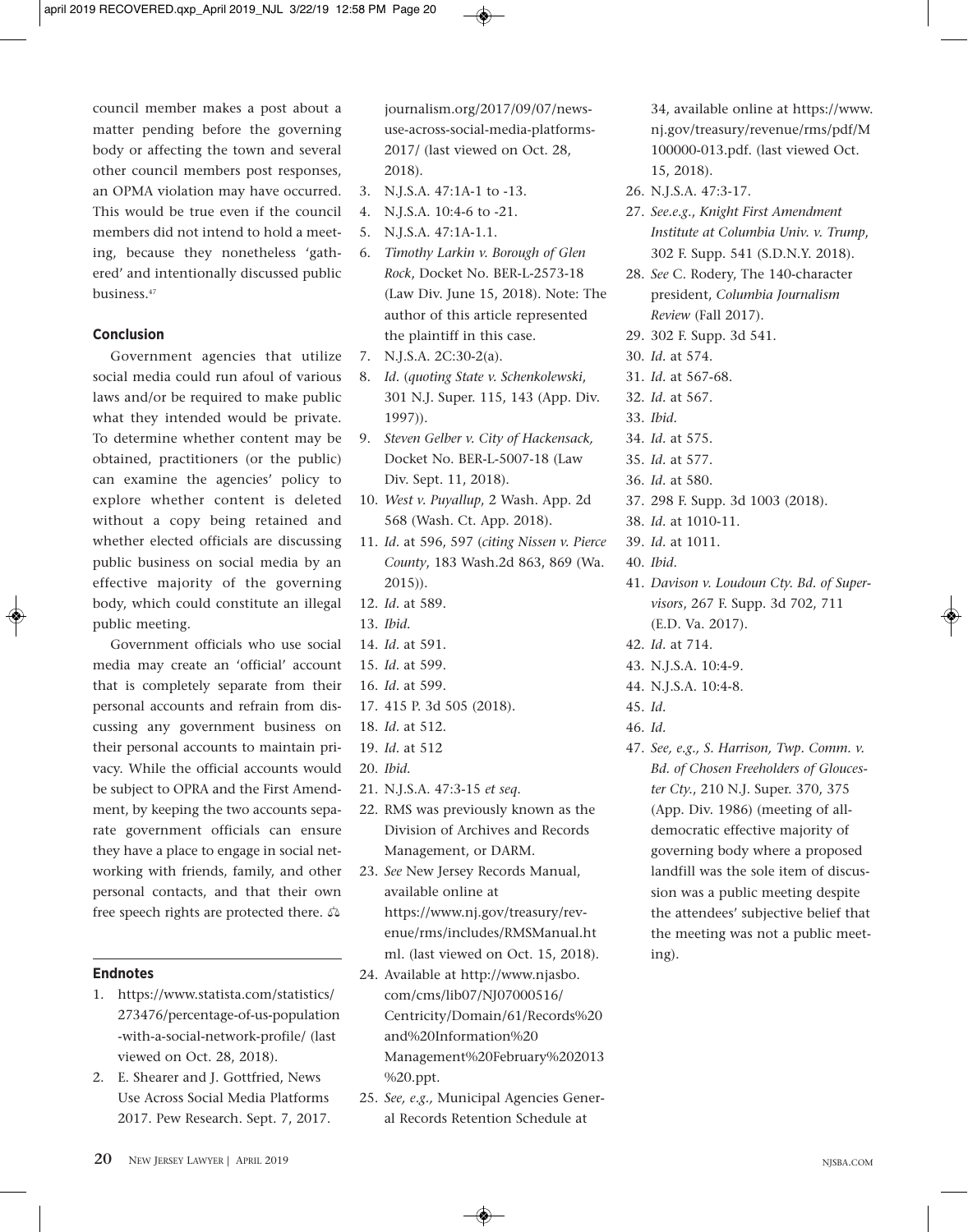council member makes a post about a matter pending before the governing body or affecting the town and several other council members post responses, an OPMA violation may have occurred. This would be true even if the council members did not intend to hold a meeting, because they nonetheless 'gathered' and intentionally discussed public business.[47]

### Conclusion

Government agencies that utilize social media could run afoul of various laws and/or be required to make public what they intended would be private. To determine whether content may be obtained, practitioners (or the public) can examine the agencies' policy to explore whether content is deleted without a copy being retained and whether elected officials are discussing public business on social media by an effective majority of the governing body, which could constitute an illegal public meeting.

Government officials who use social media may create an 'official' account that is completely separate from their personal accounts and refrain from discussing any government business on their personal accounts to maintain privacy. While the official accounts would be subject to OPRA and the First Amendment, by keeping the two accounts separate government officials can ensure they have a place to engage in social networking with friends, family, and other personal contacts, and that their own free speech rights are protected there. ⚖

### Endnotes

1. https://www.statista.com/statistics/273476/percentage-of-us-population-with-a-social-network-profile/ (last viewed on Oct. 28, 2018).
2. E. Shearer and J. Gottfried, News Use Across Social Media Platforms 2017. Pew Research. Sept. 7, 2017. journalism.org/2017/09/07/news-use-across-social-media-platforms-2017/ (last viewed on Oct. 28, 2018).
3. N.J.S.A. 47:1A-1 to -13.
4. N.J.S.A. 10:4-6 to -21.
5. N.J.S.A. 47:1A-1.1.
6. *Timothy Larkin v. Borough of Glen Rock*, Docket No. BER-L-2573-18 (Law Div. June 15, 2018). Note: The author of this article represented the plaintiff in this case.
7. N.J.S.A. 2C:30-2(a).
8. *Id.* (*quoting State v. Schenkolewski*, 301 N.J. Super. 115, 143 (App. Div. 1997)).
9. *Steven Gelber v. City of Hackensack,* Docket No. BER-L-5007-18 (Law Div. Sept. 11, 2018).
10. *West v. Puyallup*, 2 Wash. App. 2d 568 (Wash. Ct. App. 2018).
11. *Id.* at 596, 597 (*citing Nissen v. Pierce County*, 183 Wash.2d 863, 869 (Wa. 2015)).
12. *Id.* at 589.
13. *Ibid.*
14. *Id.* at 591.
15. *Id.* at 599.
16. *Id.* at 599.
17. 415 P. 3d 505 (2018).
18. *Id.* at 512.
19. *Id.* at 512
20. *Ibid.*
21. N.J.S.A. 47:3-15 *et seq.*
22. RMS was previously known as the Division of Archives and Records Management, or DARM.
23. *See* New Jersey Records Manual, available online at https://www.nj.gov/treasury/revenue/rms/includes/RMSManual.html. (last viewed on Oct. 15, 2018).
24. Available at http://www.njasbo.com/cms/lib07/NJ07000516/Centricity/Domain/61/Records%20and%20Information%20Management%20February%202013%20.ppt.
25. *See, e.g.,* Municipal Agencies General Records Retention Schedule at 34, available online at https://www.nj.gov/treasury/revenue/rms/pdf/M100000-013.pdf. (last viewed Oct. 15, 2018).
26. N.J.S.A. 47:3-17.
27. *See.e.g.*, *Knight First Amendment Institute at Columbia Univ. v. Trump*, 302 F. Supp. 541 (S.D.N.Y. 2018).
28. *See* C. Rodery, The 140-character president, *Columbia Journalism Review* (Fall 2017).
29. 302 F. Supp. 3d 541.
30. *Id.* at 574.
31. *Id.* at 567-68.
32. *Id.* at 567.
33. *Ibid.*
34. *Id.* at 575.
35. *Id.* at 577.
36. *Id.* at 580.
37. 298 F. Supp. 3d 1003 (2018).
38. *Id.* at 1010-11.
39. *Id.* at 1011.
40. *Ibid.*
41. *Davison v. Loudoun Cty. Bd. of Supervisors*, 267 F. Supp. 3d 702, 711 (E.D. Va. 2017).
42. *Id.* at 714.
43. N.J.S.A. 10:4-9.
44. N.J.S.A. 10:4-8.
45. *Id.*
46. *Id.*
47. *See, e.g., S. Harrison, Twp. Comm. v. Bd. of Chosen Freeholders of Gloucester Cty.*, 210 N.J. Super. 370, 375 (App. Div. 1986) (meeting of all-democratic effective majority of governing body where a proposed landfill was the sole item of discussion was a public meeting despite the attendees' subjective belief that the meeting was not a public meeting).